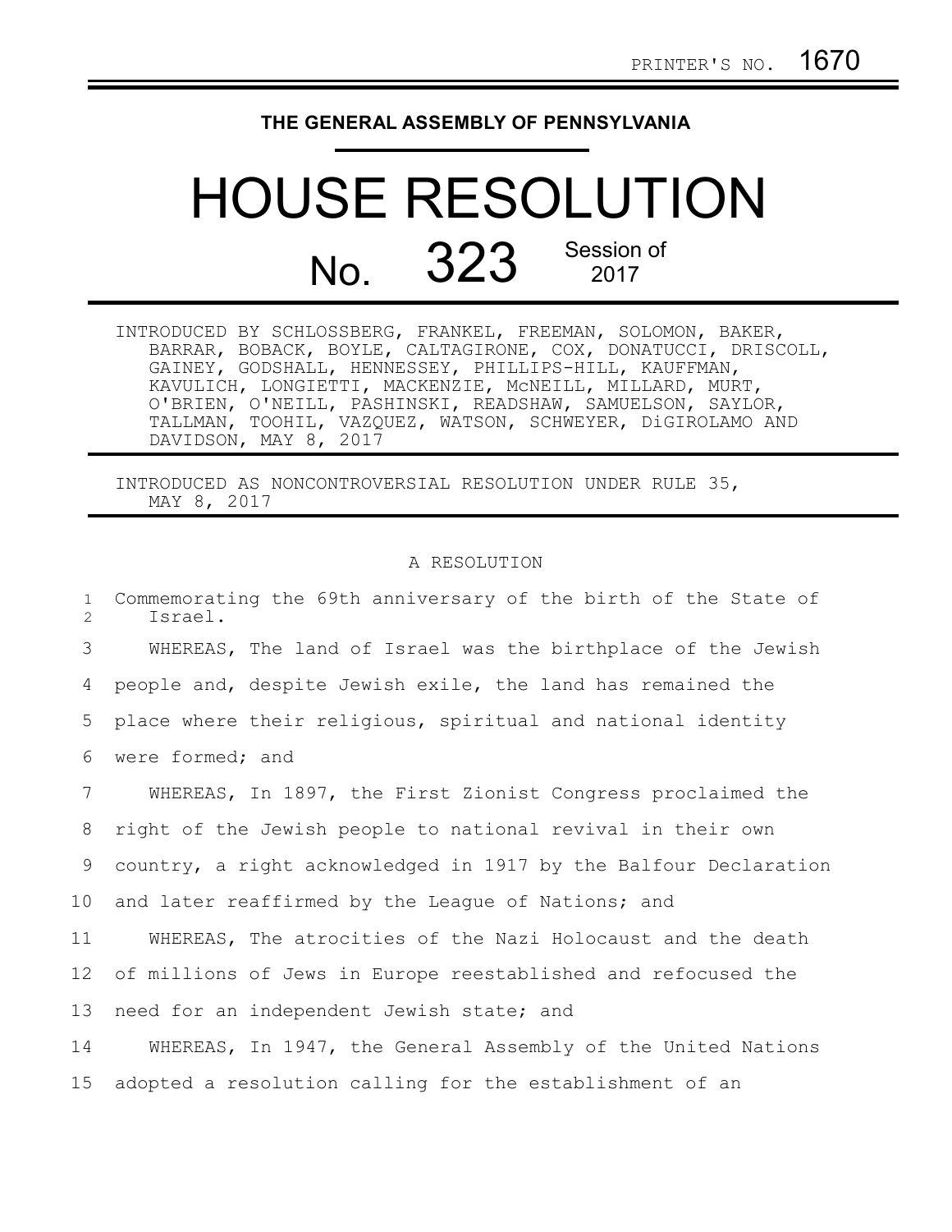PRINTER'S NO. 1670

## THE GENERAL ASSEMBLY OF PENNSYLVANIA

# HOUSE RESOLUTION

# No. 323 Session of 2017

INTRODUCED BY SCHLOSSBERG, FRANKEL, FREEMAN, SOLOMON, BAKER, BARRAR, BOBACK, BOYLE, CALTAGIRONE, COX, DONATUCCI, DRISCOLL, GAINEY, GODSHALL, HENNESSEY, PHILLIPS-HILL, KAUFFMAN, KAVULICH, LONGIETTI, MACKENZIE, McNEILL, MILLARD, MURT, O'BRIEN, O'NEILL, PASHINSKI, READSHAW, SAMUELSON, SAYLOR, TALLMAN, TOOHIL, VAZQUEZ, WATSON, SCHWEYER, DiGIROLAMO AND DAVIDSON, MAY 8, 2017

INTRODUCED AS NONCONTROVERSIAL RESOLUTION UNDER RULE 35, MAY 8, 2017

A RESOLUTION

1 Commemorating the 69th anniversary of the birth of the State of
2 Israel.

3 WHEREAS, The land of Israel was the birthplace of the Jewish
4 people and, despite Jewish exile, the land has remained the
5 place where their religious, spiritual and national identity
6 were formed; and

7 WHEREAS, In 1897, the First Zionist Congress proclaimed the
8 right of the Jewish people to national revival in their own
9 country, a right acknowledged in 1917 by the Balfour Declaration
10 and later reaffirmed by the League of Nations; and

11 WHEREAS, The atrocities of the Nazi Holocaust and the death
12 of millions of Jews in Europe reestablished and refocused the
13 need for an independent Jewish state; and

14 WHEREAS, In 1947, the General Assembly of the United Nations
15 adopted a resolution calling for the establishment of an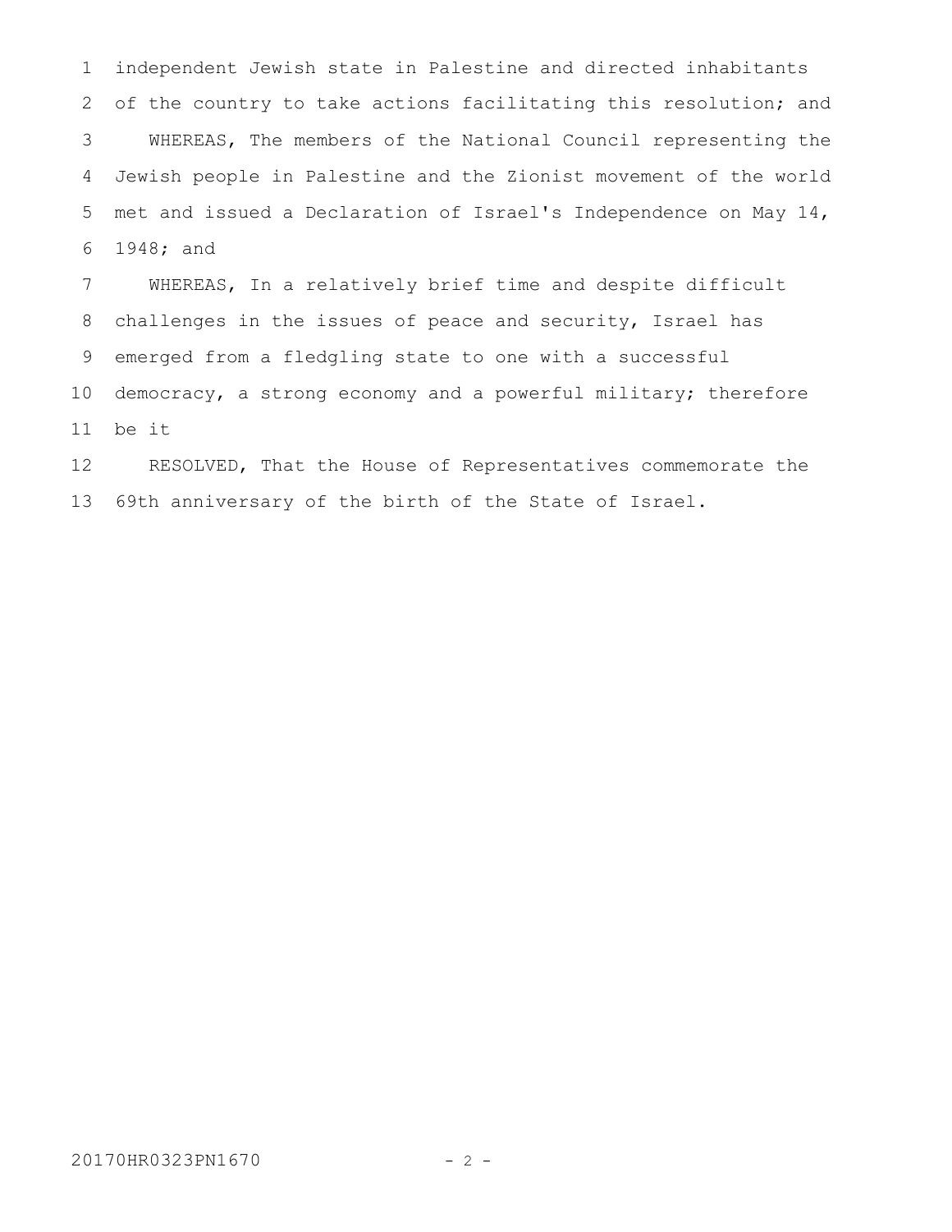independent Jewish state in Palestine and directed inhabitants of the country to take actions facilitating this resolution; and

WHEREAS, The members of the National Council representing the Jewish people in Palestine and the Zionist movement of the world met and issued a Declaration of Israel's Independence on May 14, 1948; and

WHEREAS, In a relatively brief time and despite difficult challenges in the issues of peace and security, Israel has emerged from a fledgling state to one with a successful democracy, a strong economy and a powerful military; therefore be it

RESOLVED, That the House of Representatives commemorate the 69th anniversary of the birth of the State of Israel.